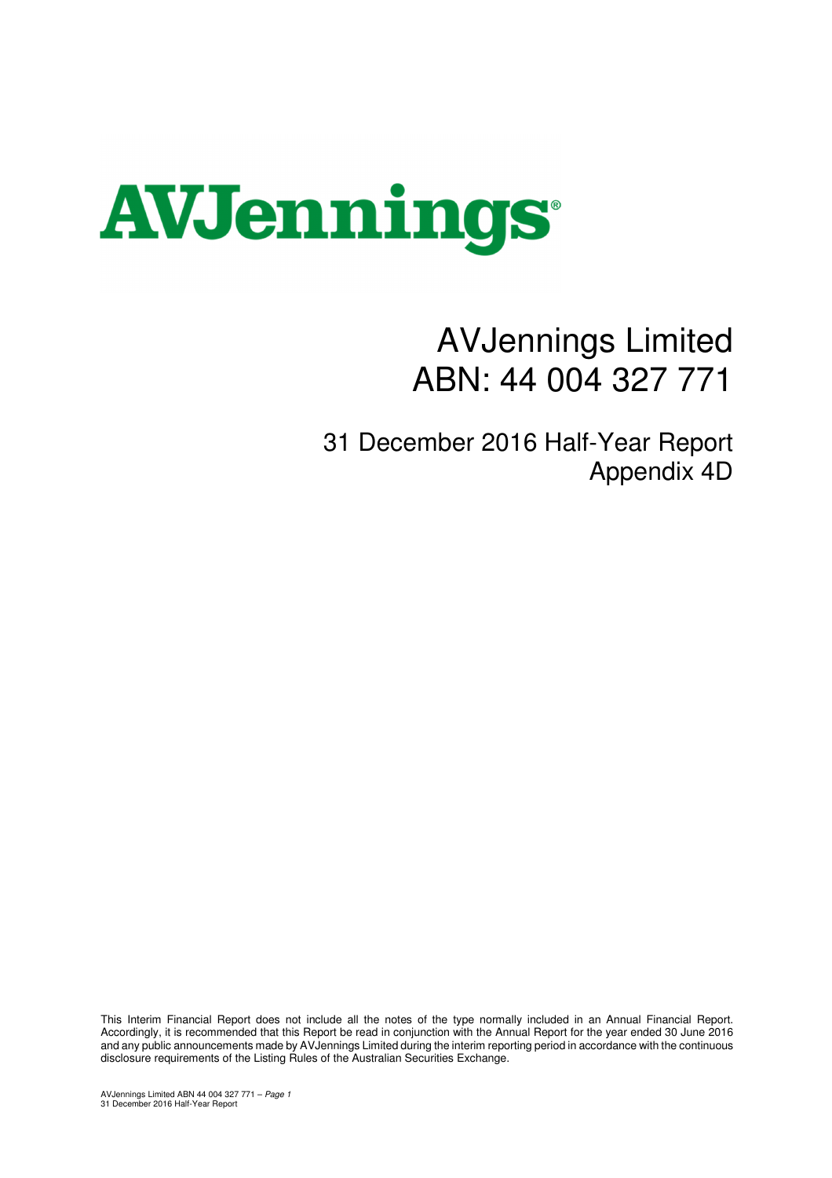AVJennings®

# AVJennings Limited
# ABN: 44 004 327 771

## 31 December 2016 Half-Year Report
## Appendix 4D

This Interim Financial Report does not include all the notes of the type normally included in an Annual Financial Report. Accordingly, it is recommended that this Report be read in conjunction with the Annual Report for the year ended 30 June 2016 and any public announcements made by AVJennings Limited during the interim reporting period in accordance with the continuous disclosure requirements of the Listing Rules of the Australian Securities Exchange.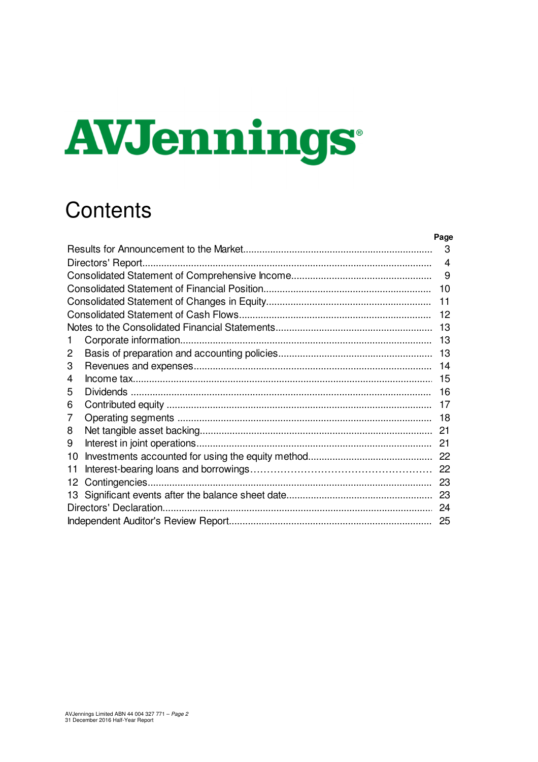AVJennings®

# Contents

| | Page |
|---|---|
| Results for Announcement to the Market | 3 |
| Directors' Report | 4 |
| Consolidated Statement of Comprehensive Income | 9 |
| Consolidated Statement of Financial Position | 10 |
| Consolidated Statement of Changes in Equity | 11 |
| Consolidated Statement of Cash Flows | 12 |
| Notes to the Consolidated Financial Statements | 13 |
| 1 Corporate information | 13 |
| 2 Basis of preparation and accounting policies | 13 |
| 3 Revenues and expenses | 14 |
| 4 Income tax | 15 |
| 5 Dividends | 16 |
| 6 Contributed equity | 17 |
| 7 Operating segments | 18 |
| 8 Net tangible asset backing | 21 |
| 9 Interest in joint operations | 21 |
| 10 Investments accounted for using the equity method | 22 |
| 11 Interest-bearing loans and borrowings | 22 |
| 12 Contingencies | 23 |
| 13 Significant events after the balance sheet date | 23 |
| Directors' Declaration | 24 |
| Independent Auditor's Review Report | 25 |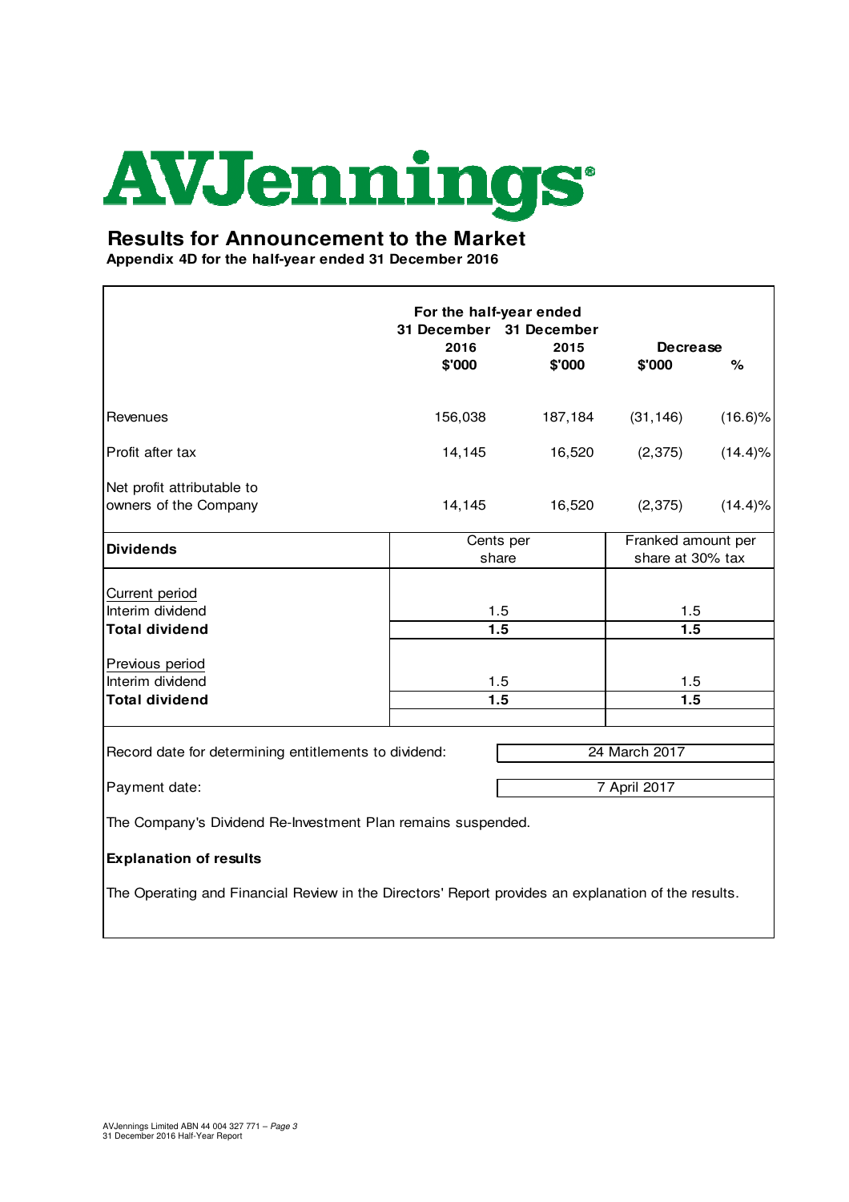# AVJennings

## Results for Announcement to the Market

**Appendix 4D for the half-year ended 31 December 2016**

| | For the half-year ended 31 December 2016 $'000 | For the half-year ended 31 December 2015 $'000 | Decrease $'000 | Decrease % |
|---|---|---|---|---|
| Revenues | 156,038 | 187,184 | (31,146) | (16.6)% |
| Profit after tax | 14,145 | 16,520 | (2,375) | (14.4)% |
| Net profit attributable to owners of the Company | 14,145 | 16,520 | (2,375) | (14.4)% |

| **Dividends** | Cents per share | Franked amount per share at 30% tax |
|---|---|---|
| Current period | | |
| Interim dividend | 1.5 | 1.5 |
| **Total dividend** | **1.5** | **1.5** |
| Previous period | | |
| Interim dividend | 1.5 | 1.5 |
| **Total dividend** | **1.5** | **1.5** |

| | |
|---|---|
| Record date for determining entitlements to dividend: | 24 March 2017 |
| Payment date: | 7 April 2017 |

The Company's Dividend Re-Investment Plan remains suspended.

**Explanation of results**

The Operating and Financial Review in the Directors' Report provides an explanation of the results.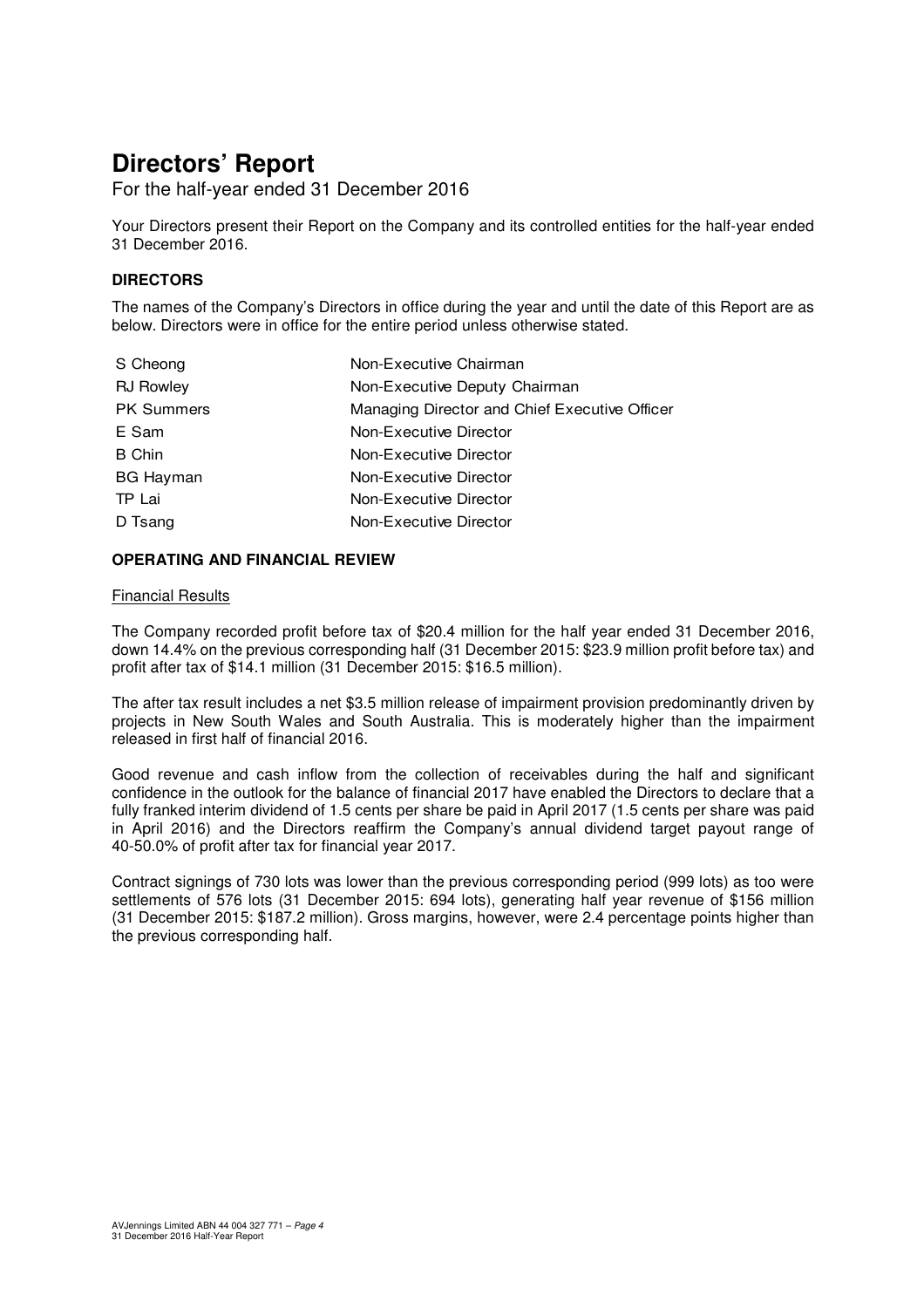# Directors' Report

For the half-year ended 31 December 2016

Your Directors present their Report on the Company and its controlled entities for the half-year ended 31 December 2016.

## DIRECTORS

The names of the Company's Directors in office during the year and until the date of this Report are as below. Directors were in office for the entire period unless otherwise stated.

| | |
|---|---|
| S Cheong | Non-Executive Chairman |
| RJ Rowley | Non-Executive Deputy Chairman |
| PK Summers | Managing Director and Chief Executive Officer |
| E Sam | Non-Executive Director |
| B Chin | Non-Executive Director |
| BG Hayman | Non-Executive Director |
| TP Lai | Non-Executive Director |
| D Tsang | Non-Executive Director |

## OPERATING AND FINANCIAL REVIEW

### Financial Results

The Company recorded profit before tax of $20.4 million for the half year ended 31 December 2016, down 14.4% on the previous corresponding half (31 December 2015: $23.9 million profit before tax) and profit after tax of $14.1 million (31 December 2015: $16.5 million).

The after tax result includes a net $3.5 million release of impairment provision predominantly driven by projects in New South Wales and South Australia. This is moderately higher than the impairment released in first half of financial 2016.

Good revenue and cash inflow from the collection of receivables during the half and significant confidence in the outlook for the balance of financial 2017 have enabled the Directors to declare that a fully franked interim dividend of 1.5 cents per share be paid in April 2017 (1.5 cents per share was paid in April 2016) and the Directors reaffirm the Company's annual dividend target payout range of 40-50.0% of profit after tax for financial year 2017.

Contract signings of 730 lots was lower than the previous corresponding period (999 lots) as too were settlements of 576 lots (31 December 2015: 694 lots), generating half year revenue of $156 million (31 December 2015: $187.2 million). Gross margins, however, were 2.4 percentage points higher than the previous corresponding half.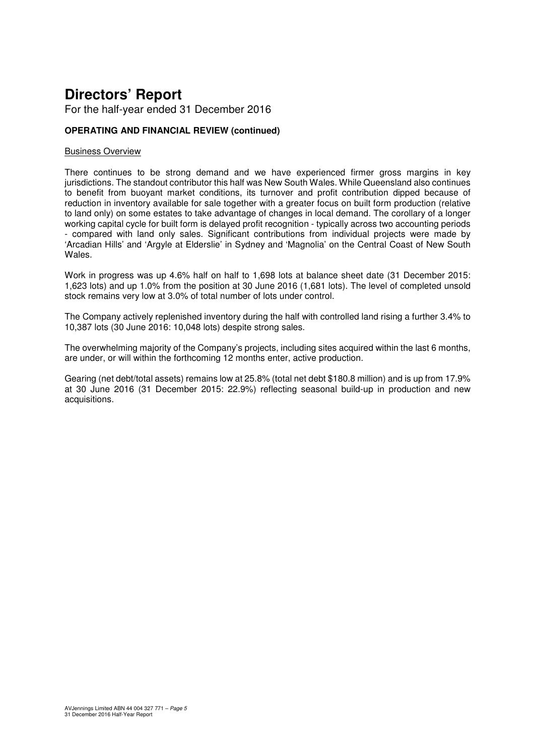# Directors' Report

For the half-year ended 31 December 2016

**OPERATING AND FINANCIAL REVIEW (continued)**

Business Overview

There continues to be strong demand and we have experienced firmer gross margins in key jurisdictions. The standout contributor this half was New South Wales. While Queensland also continues to benefit from buoyant market conditions, its turnover and profit contribution dipped because of reduction in inventory available for sale together with a greater focus on built form production (relative to land only) on some estates to take advantage of changes in local demand. The corollary of a longer working capital cycle for built form is delayed profit recognition - typically across two accounting periods - compared with land only sales. Significant contributions from individual projects were made by 'Arcadian Hills' and 'Argyle at Elderslie' in Sydney and 'Magnolia' on the Central Coast of New South Wales.

Work in progress was up 4.6% half on half to 1,698 lots at balance sheet date (31 December 2015: 1,623 lots) and up 1.0% from the position at 30 June 2016 (1,681 lots). The level of completed unsold stock remains very low at 3.0% of total number of lots under control.

The Company actively replenished inventory during the half with controlled land rising a further 3.4% to 10,387 lots (30 June 2016: 10,048 lots) despite strong sales.

The overwhelming majority of the Company's projects, including sites acquired within the last 6 months, are under, or will within the forthcoming 12 months enter, active production.

Gearing (net debt/total assets) remains low at 25.8% (total net debt $180.8 million) and is up from 17.9% at 30 June 2016 (31 December 2015: 22.9%) reflecting seasonal build-up in production and new acquisitions.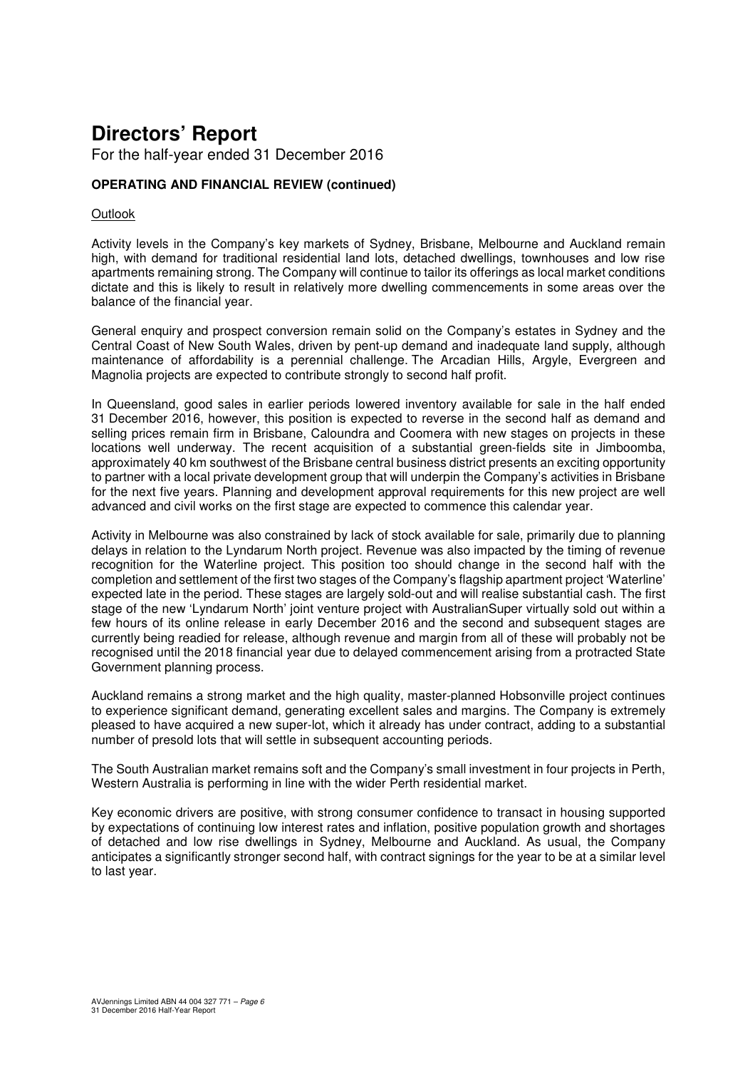# Directors' Report

For the half-year ended 31 December 2016

**OPERATING AND FINANCIAL REVIEW (continued)**

Outlook

Activity levels in the Company's key markets of Sydney, Brisbane, Melbourne and Auckland remain high, with demand for traditional residential land lots, detached dwellings, townhouses and low rise apartments remaining strong. The Company will continue to tailor its offerings as local market conditions dictate and this is likely to result in relatively more dwelling commencements in some areas over the balance of the financial year.

General enquiry and prospect conversion remain solid on the Company's estates in Sydney and the Central Coast of New South Wales, driven by pent-up demand and inadequate land supply, although maintenance of affordability is a perennial challenge. The Arcadian Hills, Argyle, Evergreen and Magnolia projects are expected to contribute strongly to second half profit.

In Queensland, good sales in earlier periods lowered inventory available for sale in the half ended 31 December 2016, however, this position is expected to reverse in the second half as demand and selling prices remain firm in Brisbane, Caloundra and Coomera with new stages on projects in these locations well underway. The recent acquisition of a substantial green-fields site in Jimboomba, approximately 40 km southwest of the Brisbane central business district presents an exciting opportunity to partner with a local private development group that will underpin the Company's activities in Brisbane for the next five years. Planning and development approval requirements for this new project are well advanced and civil works on the first stage are expected to commence this calendar year.

Activity in Melbourne was also constrained by lack of stock available for sale, primarily due to planning delays in relation to the Lyndarum North project. Revenue was also impacted by the timing of revenue recognition for the Waterline project. This position too should change in the second half with the completion and settlement of the first two stages of the Company's flagship apartment project 'Waterline' expected late in the period. These stages are largely sold-out and will realise substantial cash. The first stage of the new 'Lyndarum North' joint venture project with AustralianSuper virtually sold out within a few hours of its online release in early December 2016 and the second and subsequent stages are currently being readied for release, although revenue and margin from all of these will probably not be recognised until the 2018 financial year due to delayed commencement arising from a protracted State Government planning process.

Auckland remains a strong market and the high quality, master-planned Hobsonville project continues to experience significant demand, generating excellent sales and margins. The Company is extremely pleased to have acquired a new super-lot, which it already has under contract, adding to a substantial number of presold lots that will settle in subsequent accounting periods.

The South Australian market remains soft and the Company's small investment in four projects in Perth, Western Australia is performing in line with the wider Perth residential market.

Key economic drivers are positive, with strong consumer confidence to transact in housing supported by expectations of continuing low interest rates and inflation, positive population growth and shortages of detached and low rise dwellings in Sydney, Melbourne and Auckland. As usual, the Company anticipates a significantly stronger second half, with contract signings for the year to be at a similar level to last year.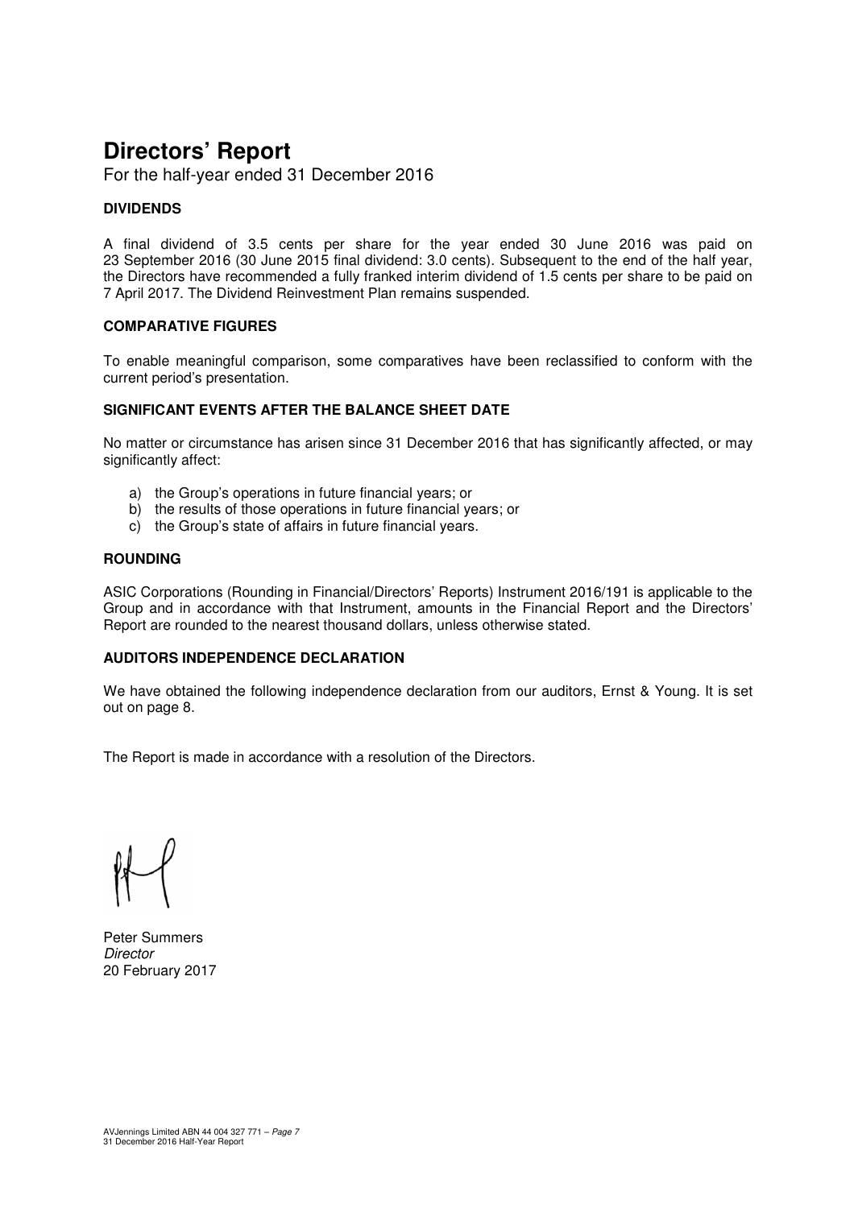# Directors' Report

For the half-year ended 31 December 2016

### DIVIDENDS

A final dividend of 3.5 cents per share for the year ended 30 June 2016 was paid on 23 September 2016 (30 June 2015 final dividend: 3.0 cents). Subsequent to the end of the half year, the Directors have recommended a fully franked interim dividend of 1.5 cents per share to be paid on 7 April 2017. The Dividend Reinvestment Plan remains suspended.

### COMPARATIVE FIGURES

To enable meaningful comparison, some comparatives have been reclassified to conform with the current period's presentation.

### SIGNIFICANT EVENTS AFTER THE BALANCE SHEET DATE

No matter or circumstance has arisen since 31 December 2016 that has significantly affected, or may significantly affect:

a) the Group's operations in future financial years; or
b) the results of those operations in future financial years; or
c) the Group's state of affairs in future financial years.

### ROUNDING

ASIC Corporations (Rounding in Financial/Directors' Reports) Instrument 2016/191 is applicable to the Group and in accordance with that Instrument, amounts in the Financial Report and the Directors' Report are rounded to the nearest thousand dollars, unless otherwise stated.

### AUDITORS INDEPENDENCE DECLARATION

We have obtained the following independence declaration from our auditors, Ernst & Young. It is set out on page 8.

The Report is made in accordance with a resolution of the Directors.

Peter Summers
*Director*
20 February 2017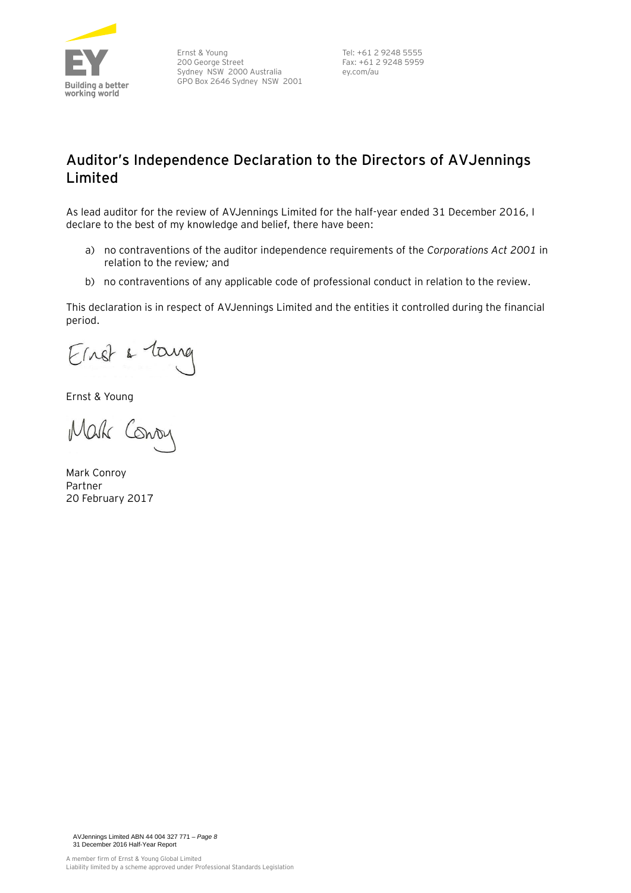Ernst & Young
200 George Street
Sydney NSW 2000 Australia
GPO Box 2646 Sydney NSW 2001

Tel: +61 2 9248 5555
Fax: +61 2 9248 5959
ey.com/au

## Auditor's Independence Declaration to the Directors of AVJennings Limited

As lead auditor for the review of AVJennings Limited for the half-year ended 31 December 2016, I declare to the best of my knowledge and belief, there have been:

a) no contraventions of the auditor independence requirements of the *Corporations Act 2001* in relation to the review; and

b) no contraventions of any applicable code of professional conduct in relation to the review.

This declaration is in respect of AVJennings Limited and the entities it controlled during the financial period.

Ernst & Young

Mark Conroy
Partner
20 February 2017

A member firm of Ernst & Young Global Limited
Liability limited by a scheme approved under Professional Standards Legislation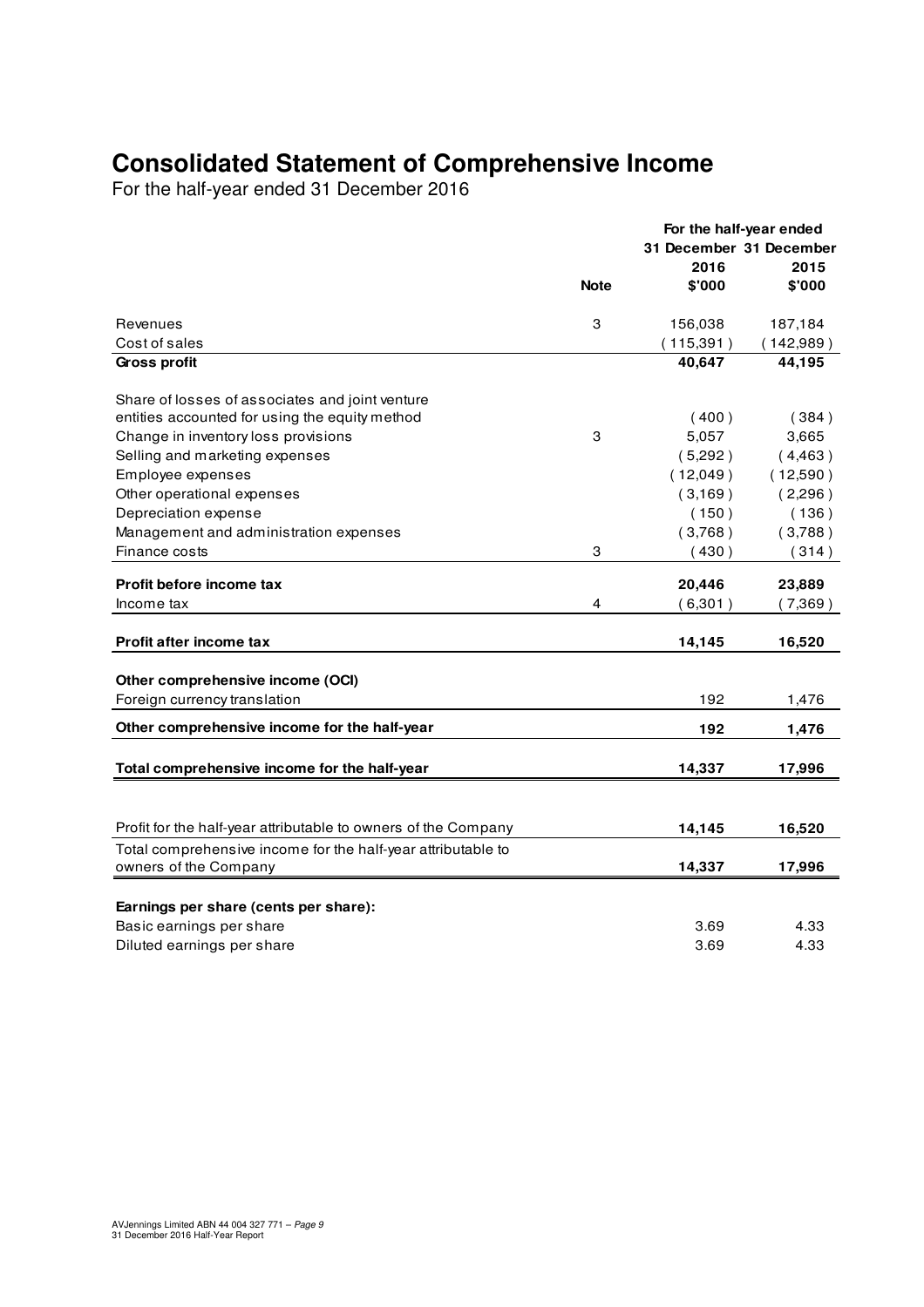# Consolidated Statement of Comprehensive Income

For the half-year ended 31 December 2016

| | Note | For the half-year ended 31 December 2016 $'000 | 31 December 2015 $'000 |
|---|---|---|---|
| Revenues | 3 | 156,038 | 187,184 |
| Cost of sales | | ( 115,391 ) | ( 142,989 ) |
| **Gross profit** | | **40,647** | **44,195** |
| Share of losses of associates and joint venture entities accounted for using the equity method | | ( 400 ) | ( 384 ) |
| Change in inventory loss provisions | 3 | 5,057 | 3,665 |
| Selling and marketing expenses | | ( 5,292 ) | ( 4,463 ) |
| Employee expenses | | ( 12,049 ) | ( 12,590 ) |
| Other operational expenses | | ( 3,169 ) | ( 2,296 ) |
| Depreciation expense | | ( 150 ) | ( 136 ) |
| Management and administration expenses | | ( 3,768 ) | ( 3,788 ) |
| Finance costs | 3 | ( 430 ) | ( 314 ) |
| **Profit before income tax** | | **20,446** | **23,889** |
| Income tax | 4 | ( 6,301 ) | ( 7,369 ) |
| **Profit after income tax** | | **14,145** | **16,520** |
| **Other comprehensive income (OCI)** | | | |
| Foreign currency translation | | 192 | 1,476 |
| **Other comprehensive income for the half-year** | | **192** | **1,476** |
| **Total comprehensive income for the half-year** | | **14,337** | **17,996** |
| Profit for the half-year attributable to owners of the Company | | **14,145** | **16,520** |
| Total comprehensive income for the half-year attributable to owners of the Company | | **14,337** | **17,996** |
| **Earnings per share (cents per share):** | | | |
| Basic earnings per share | | 3.69 | 4.33 |
| Diluted earnings per share | | 3.69 | 4.33 |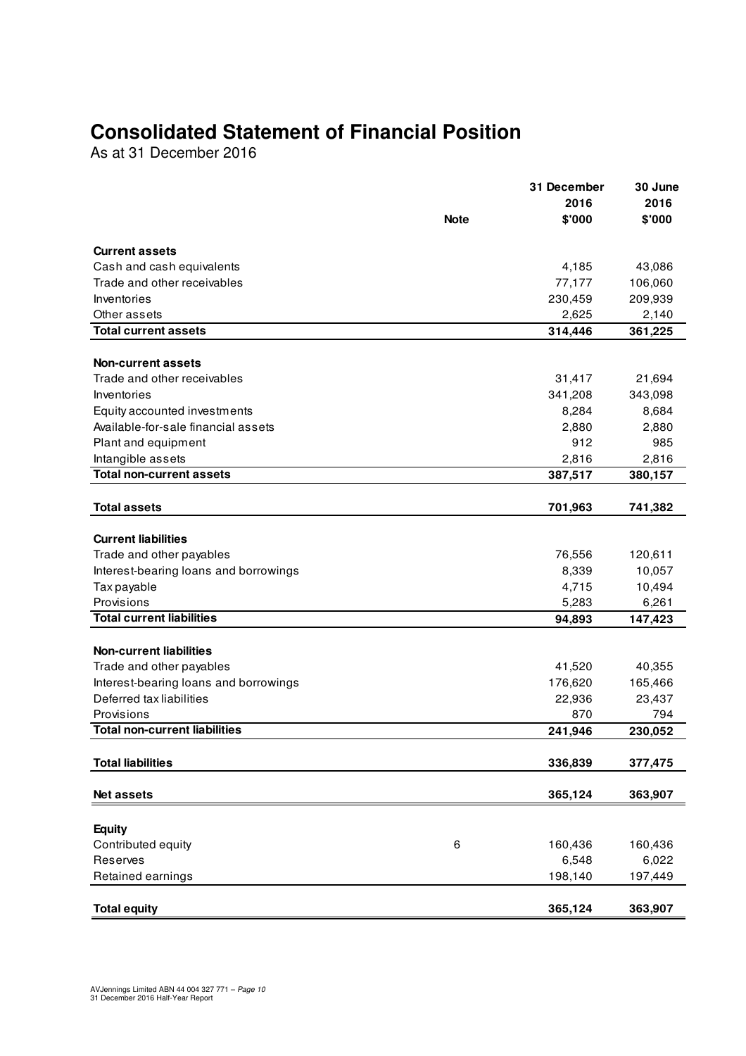# Consolidated Statement of Financial Position

As at 31 December 2016

| | Note | 31 December 2016 $'000 | 30 June 2016 $'000 |
|---|---|---|---|
| **Current assets** | | | |
| Cash and cash equivalents | | 4,185 | 43,086 |
| Trade and other receivables | | 77,177 | 106,060 |
| Inventories | | 230,459 | 209,939 |
| Other assets | | 2,625 | 2,140 |
| **Total current assets** | | **314,446** | **361,225** |
| **Non-current assets** | | | |
| Trade and other receivables | | 31,417 | 21,694 |
| Inventories | | 341,208 | 343,098 |
| Equity accounted investments | | 8,284 | 8,684 |
| Available-for-sale financial assets | | 2,880 | 2,880 |
| Plant and equipment | | 912 | 985 |
| Intangible assets | | 2,816 | 2,816 |
| **Total non-current assets** | | **387,517** | **380,157** |
| **Total assets** | | **701,963** | **741,382** |
| **Current liabilities** | | | |
| Trade and other payables | | 76,556 | 120,611 |
| Interest-bearing loans and borrowings | | 8,339 | 10,057 |
| Tax payable | | 4,715 | 10,494 |
| Provisions | | 5,283 | 6,261 |
| **Total current liabilities** | | **94,893** | **147,423** |
| **Non-current liabilities** | | | |
| Trade and other payables | | 41,520 | 40,355 |
| Interest-bearing loans and borrowings | | 176,620 | 165,466 |
| Deferred tax liabilities | | 22,936 | 23,437 |
| Provisions | | 870 | 794 |
| **Total non-current liabilities** | | **241,946** | **230,052** |
| **Total liabilities** | | **336,839** | **377,475** |
| **Net assets** | | **365,124** | **363,907** |
| **Equity** | | | |
| Contributed equity | 6 | 160,436 | 160,436 |
| Reserves | | 6,548 | 6,022 |
| Retained earnings | | 198,140 | 197,449 |
| **Total equity** | | **365,124** | **363,907** |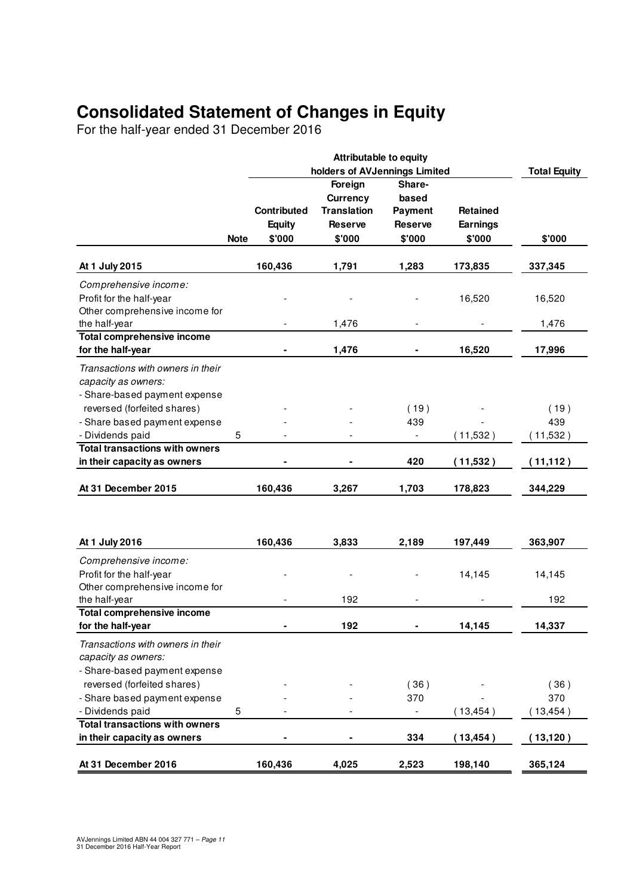# Consolidated Statement of Changes in Equity

For the half-year ended 31 December 2016

| | | Attributable to equity holders of AVJennings Limited | | | | Total Equity |
|---|---|---|---|---|---|---|
| | Note | Contributed Equity $'000 | Foreign Currency Translation Reserve $'000 | Share-based Payment Reserve $'000 | Retained Earnings $'000 | $'000 |
| **At 1 July 2015** | | **160,436** | **1,791** | **1,283** | **173,835** | **337,345** |
| *Comprehensive income:* | | | | | | |
| Profit for the half-year | | - | - | - | 16,520 | 16,520 |
| Other comprehensive income for the half-year | | - | 1,476 | - | - | 1,476 |
| **Total comprehensive income for the half-year** | | **-** | **1,476** | **-** | **16,520** | **17,996** |
| *Transactions with owners in their capacity as owners:* | | | | | | |
| - Share-based payment expense reversed (forfeited shares) | | - | - | ( 19 ) | - | ( 19 ) |
| - Share based payment expense | | - | - | 439 | - | 439 |
| - Dividends paid | 5 | - | - | - | ( 11,532 ) | ( 11,532 ) |
| **Total transactions with owners in their capacity as owners** | | **-** | **-** | **420** | **( 11,532 )** | **( 11,112 )** |
| **At 31 December 2015** | | **160,436** | **3,267** | **1,703** | **178,823** | **344,229** |
| | | | | | | |
| **At 1 July 2016** | | **160,436** | **3,833** | **2,189** | **197,449** | **363,907** |
| *Comprehensive income:* | | | | | | |
| Profit for the half-year | | - | - | - | 14,145 | 14,145 |
| Other comprehensive income for the half-year | | - | 192 | - | - | 192 |
| **Total comprehensive income for the half-year** | | **-** | **192** | **-** | **14,145** | **14,337** |
| *Transactions with owners in their capacity as owners:* | | | | | | |
| - Share-based payment expense reversed (forfeited shares) | | - | - | ( 36 ) | - | ( 36 ) |
| - Share based payment expense | | - | - | 370 | - | 370 |
| - Dividends paid | 5 | - | - | - | ( 13,454 ) | ( 13,454 ) |
| **Total transactions with owners in their capacity as owners** | | **-** | **-** | **334** | **( 13,454 )** | **( 13,120 )** |
| **At 31 December 2016** | | **160,436** | **4,025** | **2,523** | **198,140** | **365,124** |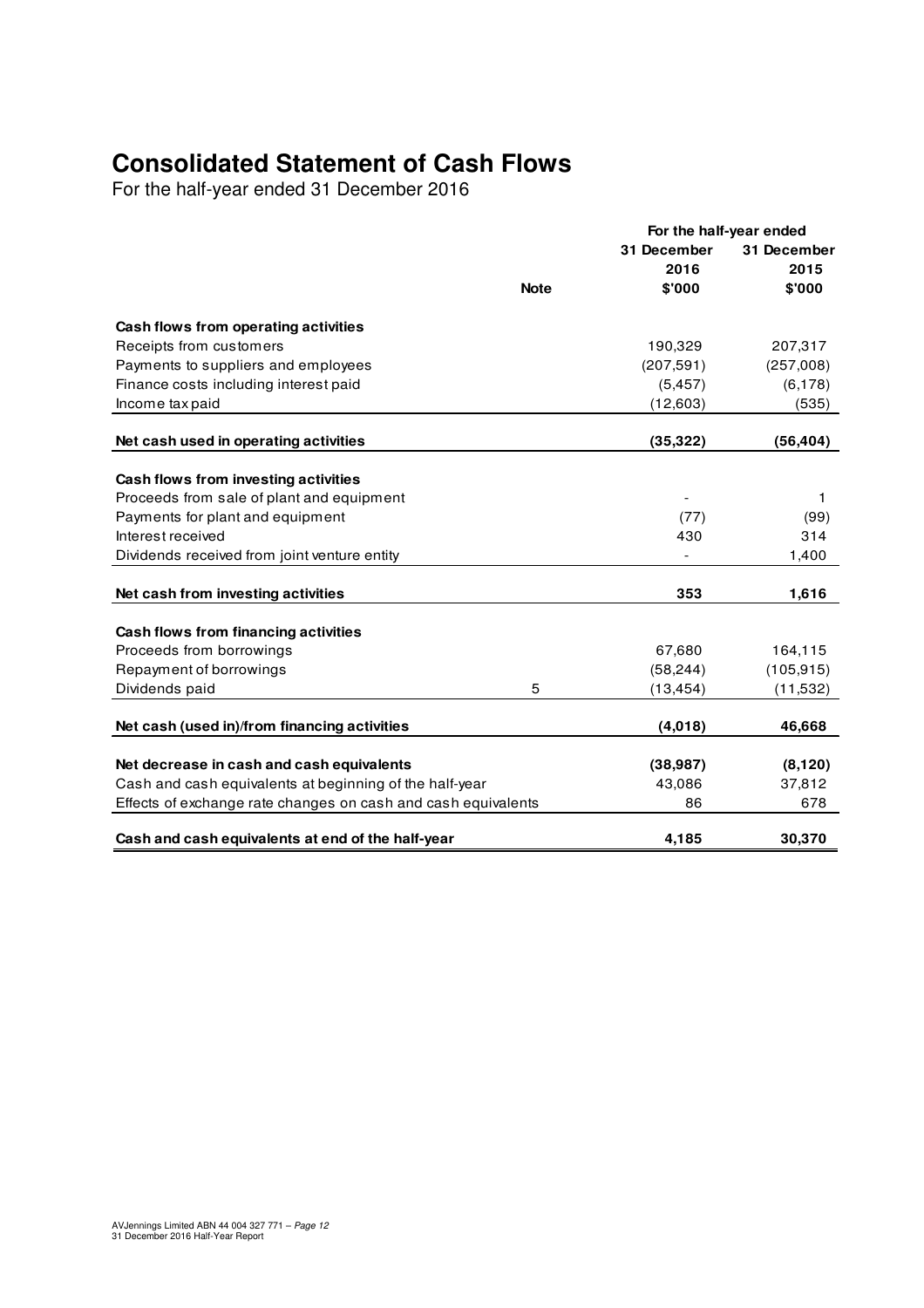# Consolidated Statement of Cash Flows

For the half-year ended 31 December 2016

| | Note | For the half-year ended 31 December 2016 $'000 | 31 December 2015 $'000 |
|---|---|---|---|
| **Cash flows from operating activities** | | | |
| Receipts from customers | | 190,329 | 207,317 |
| Payments to suppliers and employees | | (207,591) | (257,008) |
| Finance costs including interest paid | | (5,457) | (6,178) |
| Income tax paid | | (12,603) | (535) |
| **Net cash used in operating activities** | | **(35,322)** | **(56,404)** |
| **Cash flows from investing activities** | | | |
| Proceeds from sale of plant and equipment | | - | 1 |
| Payments for plant and equipment | | (77) | (99) |
| Interest received | | 430 | 314 |
| Dividends received from joint venture entity | | - | 1,400 |
| **Net cash from investing activities** | | **353** | **1,616** |
| **Cash flows from financing activities** | | | |
| Proceeds from borrowings | | 67,680 | 164,115 |
| Repayment of borrowings | | (58,244) | (105,915) |
| Dividends paid | 5 | (13,454) | (11,532) |
| **Net cash (used in)/from financing activities** | | **(4,018)** | **46,668** |
| **Net decrease in cash and cash equivalents** | | **(38,987)** | **(8,120)** |
| Cash and cash equivalents at beginning of the half-year | | 43,086 | 37,812 |
| Effects of exchange rate changes on cash and cash equivalents | | 86 | 678 |
| **Cash and cash equivalents at end of the half-year** | | **4,185** | **30,370** |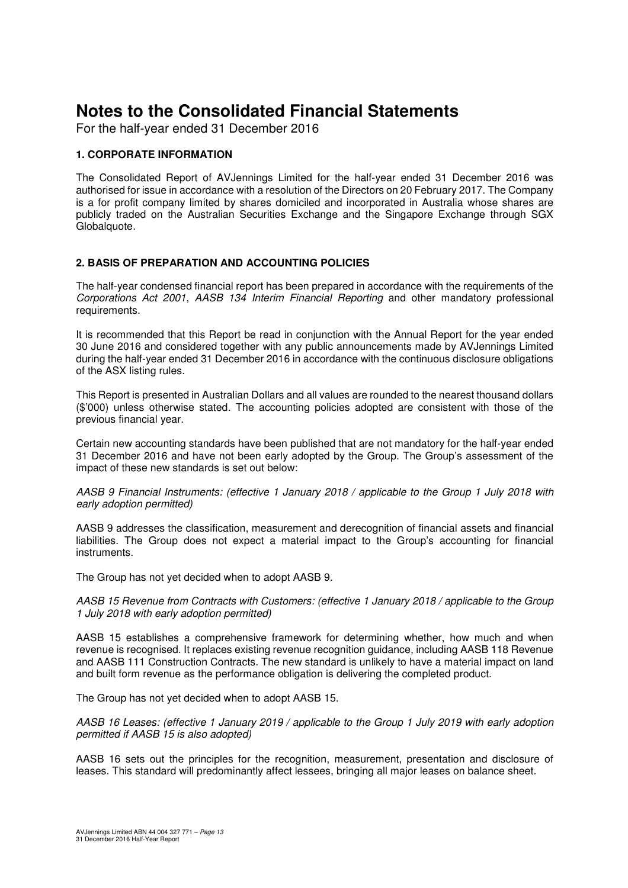# Notes to the Consolidated Financial Statements

For the half-year ended 31 December 2016

### 1. CORPORATE INFORMATION

The Consolidated Report of AVJennings Limited for the half-year ended 31 December 2016 was authorised for issue in accordance with a resolution of the Directors on 20 February 2017. The Company is a for profit company limited by shares domiciled and incorporated in Australia whose shares are publicly traded on the Australian Securities Exchange and the Singapore Exchange through SGX Globalquote.

### 2. BASIS OF PREPARATION AND ACCOUNTING POLICIES

The half-year condensed financial report has been prepared in accordance with the requirements of the *Corporations Act 2001*, *AASB 134 Interim Financial Reporting* and other mandatory professional requirements.

It is recommended that this Report be read in conjunction with the Annual Report for the year ended 30 June 2016 and considered together with any public announcements made by AVJennings Limited during the half-year ended 31 December 2016 in accordance with the continuous disclosure obligations of the ASX listing rules.

This Report is presented in Australian Dollars and all values are rounded to the nearest thousand dollars ($'000) unless otherwise stated. The accounting policies adopted are consistent with those of the previous financial year.

Certain new accounting standards have been published that are not mandatory for the half-year ended 31 December 2016 and have not been early adopted by the Group. The Group's assessment of the impact of these new standards is set out below:

*AASB 9 Financial Instruments: (effective 1 January 2018 / applicable to the Group 1 July 2018 with early adoption permitted)*

AASB 9 addresses the classification, measurement and derecognition of financial assets and financial liabilities. The Group does not expect a material impact to the Group's accounting for financial instruments.

The Group has not yet decided when to adopt AASB 9.

*AASB 15 Revenue from Contracts with Customers: (effective 1 January 2018 / applicable to the Group 1 July 2018 with early adoption permitted)*

AASB 15 establishes a comprehensive framework for determining whether, how much and when revenue is recognised. It replaces existing revenue recognition guidance, including AASB 118 Revenue and AASB 111 Construction Contracts. The new standard is unlikely to have a material impact on land and built form revenue as the performance obligation is delivering the completed product.

The Group has not yet decided when to adopt AASB 15.

*AASB 16 Leases: (effective 1 January 2019 / applicable to the Group 1 July 2019 with early adoption permitted if AASB 15 is also adopted)*

AASB 16 sets out the principles for the recognition, measurement, presentation and disclosure of leases. This standard will predominantly affect lessees, bringing all major leases on balance sheet.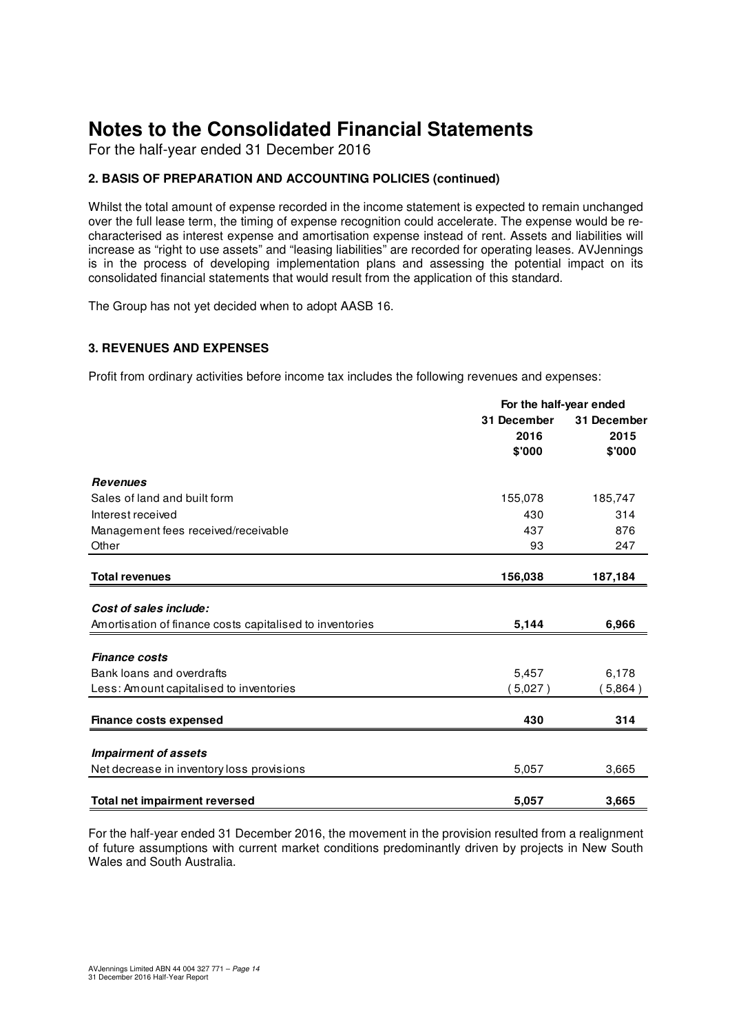# Notes to the Consolidated Financial Statements

For the half-year ended 31 December 2016

### 2. BASIS OF PREPARATION AND ACCOUNTING POLICIES (continued)

Whilst the total amount of expense recorded in the income statement is expected to remain unchanged over the full lease term, the timing of expense recognition could accelerate. The expense would be re-characterised as interest expense and amortisation expense instead of rent. Assets and liabilities will increase as "right to use assets" and "leasing liabilities" are recorded for operating leases. AVJennings is in the process of developing implementation plans and assessing the potential impact on its consolidated financial statements that would result from the application of this standard.

The Group has not yet decided when to adopt AASB 16.

### 3. REVENUES AND EXPENSES

Profit from ordinary activities before income tax includes the following revenues and expenses:

| | For the half-year ended | |
|---|---|---|
| | 31 December 2016 $'000 | 31 December 2015 $'000 |
| ***Revenues*** | | |
| Sales of land and built form | 155,078 | 185,747 |
| Interest received | 430 | 314 |
| Management fees received/receivable | 437 | 876 |
| Other | 93 | 247 |
| **Total revenues** | **156,038** | **187,184** |
| ***Cost of sales include:*** | | |
| Amortisation of finance costs capitalised to inventories | **5,144** | **6,966** |
| ***Finance costs*** | | |
| Bank loans and overdrafts | 5,457 | 6,178 |
| Less: Amount capitalised to inventories | ( 5,027 ) | ( 5,864 ) |
| **Finance costs expensed** | **430** | **314** |
| ***Impairment of assets*** | | |
| Net decrease in inventory loss provisions | 5,057 | 3,665 |
| **Total net impairment reversed** | **5,057** | **3,665** |

For the half-year ended 31 December 2016, the movement in the provision resulted from a realignment of future assumptions with current market conditions predominantly driven by projects in New South Wales and South Australia.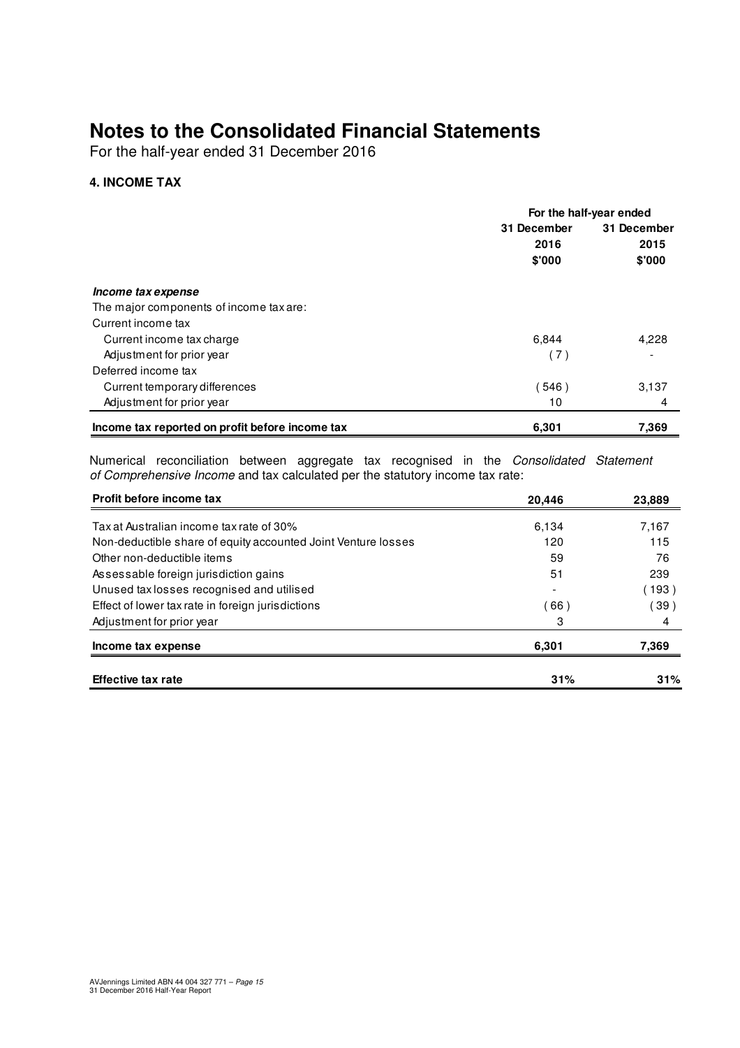# Notes to the Consolidated Financial Statements

For the half-year ended 31 December 2016

### 4. INCOME TAX

| | For the half-year ended | |
|---|---|---|
| | 31 December 2016 $'000 | 31 December 2015 $'000 |
| ***Income tax expense*** | | |
| The major components of income tax are: | | |
| Current income tax | | |
| Current income tax charge | 6,844 | 4,228 |
| Adjustment for prior year | ( 7 ) | - |
| Deferred income tax | | |
| Current temporary differences | ( 546 ) | 3,137 |
| Adjustment for prior year | 10 | 4 |
| **Income tax reported on profit before income tax** | **6,301** | **7,369** |

Numerical reconciliation between aggregate tax recognised in the *Consolidated Statement of Comprehensive Income* and tax calculated per the statutory income tax rate:

| | | |
|---|---|---|
| **Profit before income tax** | **20,446** | **23,889** |
| Tax at Australian income tax rate of 30% | 6,134 | 7,167 |
| Non-deductible share of equity accounted Joint Venture losses | 120 | 115 |
| Other non-deductible items | 59 | 76 |
| Assessable foreign jurisdiction gains | 51 | 239 |
| Unused tax losses recognised and utilised | - | ( 193 ) |
| Effect of lower tax rate in foreign jurisdictions | ( 66 ) | ( 39 ) |
| Adjustment for prior year | 3 | 4 |
| **Income tax expense** | **6,301** | **7,369** |
| **Effective tax rate** | **31%** | **31%** |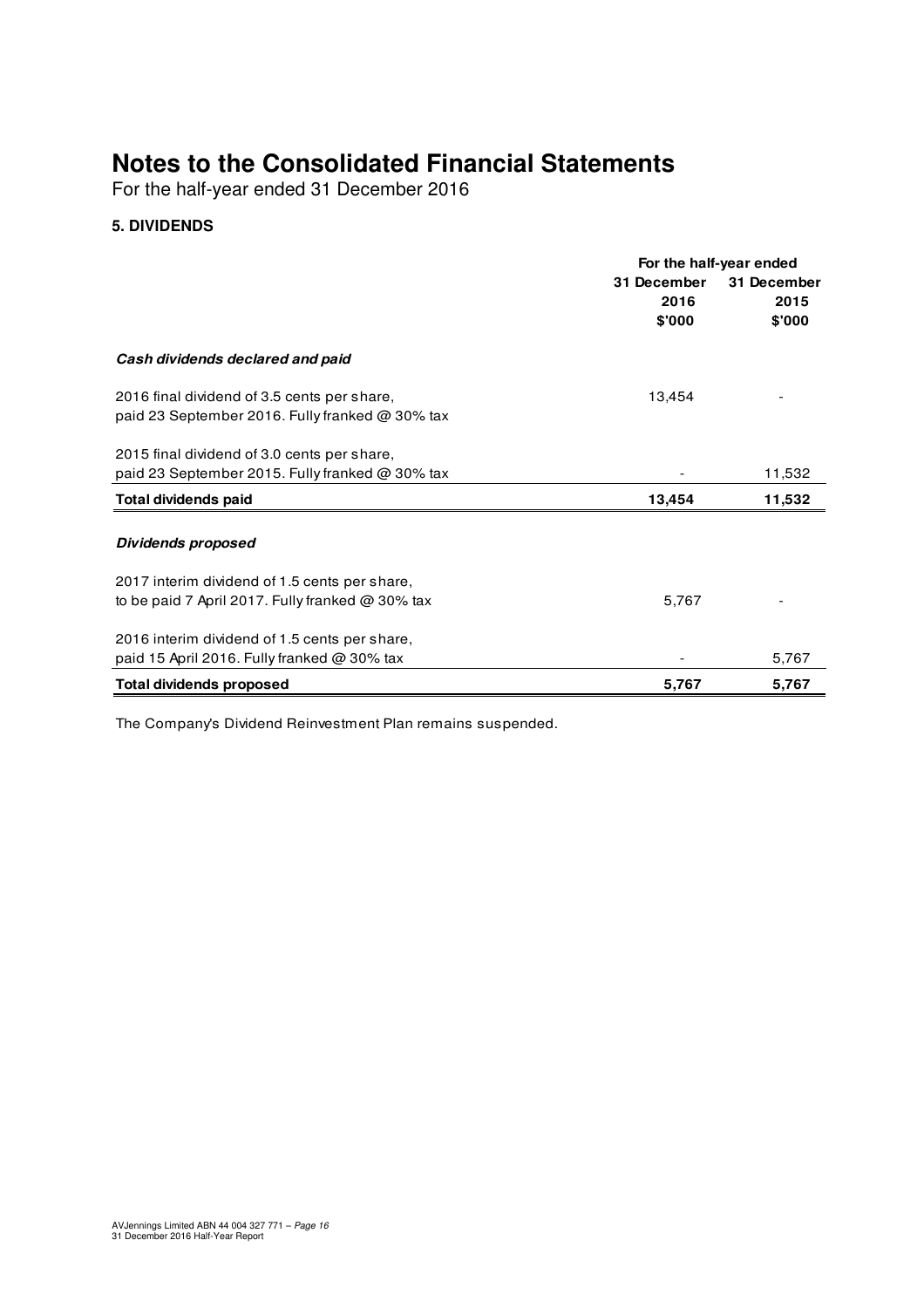# Notes to the Consolidated Financial Statements

For the half-year ended 31 December 2016

### 5. DIVIDENDS

| | For the half-year ended | |
|---|---|---|
| | 31 December 2016 $'000 | 31 December 2015 $'000 |
| ***Cash dividends declared and paid*** | | |
| 2016 final dividend of 3.5 cents per share, paid 23 September 2016. Fully franked @ 30% tax | 13,454 | - |
| 2015 final dividend of 3.0 cents per share, paid 23 September 2015. Fully franked @ 30% tax | - | 11,532 |
| **Total dividends paid** | **13,454** | **11,532** |
| ***Dividends proposed*** | | |
| 2017 interim dividend of 1.5 cents per share, to be paid 7 April 2017. Fully franked @ 30% tax | 5,767 | - |
| 2016 interim dividend of 1.5 cents per share, paid 15 April 2016. Fully franked @ 30% tax | - | 5,767 |
| **Total dividends proposed** | **5,767** | **5,767** |

The Company's Dividend Reinvestment Plan remains suspended.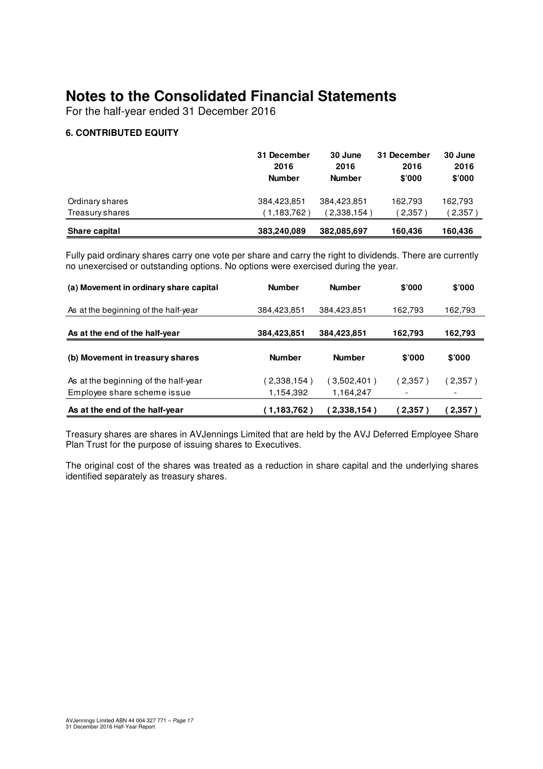# Notes to the Consolidated Financial Statements

For the half-year ended 31 December 2016

### 6. CONTRIBUTED EQUITY

| | 31 December 2016 Number | 30 June 2016 Number | 31 December 2016 $'000 | 30 June 2016 $'000 |
|---|---|---|---|---|
| Ordinary shares | 384,423,851 | 384,423,851 | 162,793 | 162,793 |
| Treasury shares | ( 1,183,762 ) | ( 2,338,154 ) | ( 2,357 ) | ( 2,357 ) |
| **Share capital** | **383,240,089** | **382,085,697** | **160,436** | **160,436** |

Fully paid ordinary shares carry one vote per share and carry the right to dividends. There are currently no unexercised or outstanding options. No options were exercised during the year.

| **(a) Movement in ordinary share capital** | **Number** | **Number** | **$'000** | **$'000** |
|---|---|---|---|---|
| As at the beginning of the half-year | 384,423,851 | 384,423,851 | 162,793 | 162,793 |
| **As at the end of the half-year** | **384,423,851** | **384,423,851** | **162,793** | **162,793** |

| **(b) Movement in treasury shares** | **Number** | **Number** | **$'000** | **$'000** |
|---|---|---|---|---|
| As at the beginning of the half-year | ( 2,338,154 ) | ( 3,502,401 ) | ( 2,357 ) | ( 2,357 ) |
| Employee share scheme issue | 1,154,392 | 1,164,247 | - | - |
| **As at the end of the half-year** | **( 1,183,762 )** | **( 2,338,154 )** | **( 2,357 )** | **( 2,357 )** |

Treasury shares are shares in AVJennings Limited that are held by the AVJ Deferred Employee Share Plan Trust for the purpose of issuing shares to Executives.

The original cost of the shares was treated as a reduction in share capital and the underlying shares identified separately as treasury shares.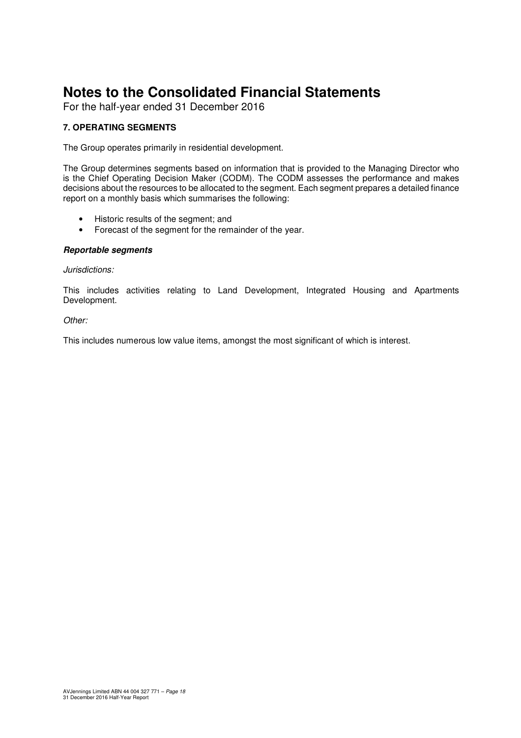# Notes to the Consolidated Financial Statements

For the half-year ended 31 December 2016

**7. OPERATING SEGMENTS**

The Group operates primarily in residential development.

The Group determines segments based on information that is provided to the Managing Director who is the Chief Operating Decision Maker (CODM). The CODM assesses the performance and makes decisions about the resources to be allocated to the segment. Each segment prepares a detailed finance report on a monthly basis which summarises the following:

- Historic results of the segment; and
- Forecast of the segment for the remainder of the year.

***Reportable segments***

*Jurisdictions:*

This includes activities relating to Land Development, Integrated Housing and Apartments Development.

*Other:*

This includes numerous low value items, amongst the most significant of which is interest.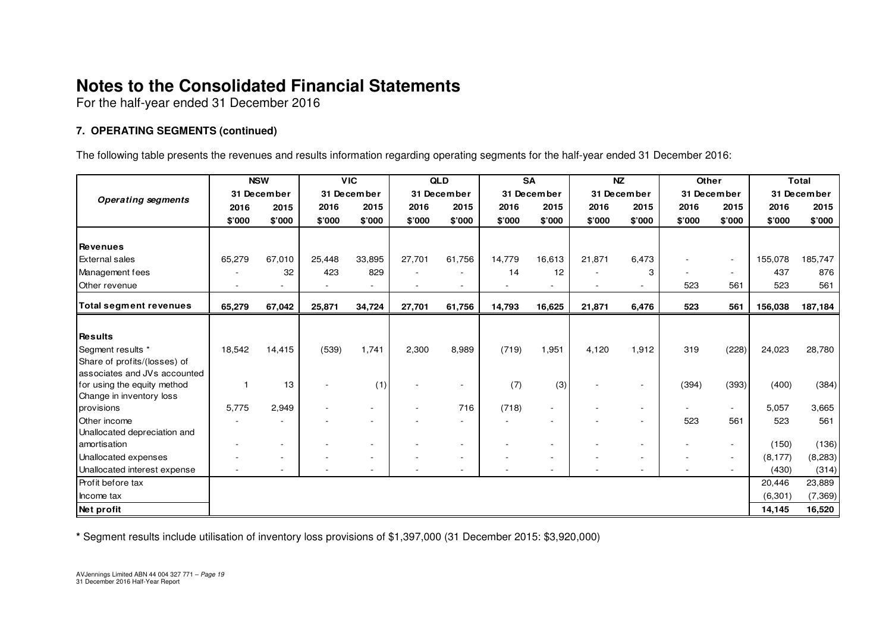# Notes to the Consolidated Financial Statements

For the half-year ended 31 December 2016

### 7. OPERATING SEGMENTS (continued)

The following table presents the revenues and results information regarding operating segments for the half-year ended 31 December 2016:

| *Operating segments* | NSW | | VIC | | QLD | | SA | | NZ | | Other | | Total | |
|---|---|---|---|---|---|---|---|---|---|---|---|---|---|---|
| | 31 December | | 31 December | | 31 December | | 31 December | | 31 December | | 31 December | | 31 December | |
| | 2016 | 2015 | 2016 | 2015 | 2016 | 2015 | 2016 | 2015 | 2016 | 2015 | 2016 | 2015 | 2016 | 2015 |
| | $'000 | $'000 | $'000 | $'000 | $'000 | $'000 | $'000 | $'000 | $'000 | $'000 | $'000 | $'000 | $'000 | $'000 |
| **Revenues** | | | | | | | | | | | | | | |
| External sales | 65,279 | 67,010 | 25,448 | 33,895 | 27,701 | 61,756 | 14,779 | 16,613 | 21,871 | 6,473 | - | - | 155,078 | 185,747 |
| Management fees | - | 32 | 423 | 829 | - | - | 14 | 12 | - | 3 | - | - | 437 | 876 |
| Other revenue | - | - | - | - | - | - | - | - | - | - | 523 | 561 | 523 | 561 |
| **Total segment revenues** | **65,279** | **67,042** | **25,871** | **34,724** | **27,701** | **61,756** | **14,793** | **16,625** | **21,871** | **6,476** | **523** | **561** | **156,038** | **187,184** |
| **Results** | | | | | | | | | | | | | | |
| Segment results * | 18,542 | 14,415 | (539) | 1,741 | 2,300 | 8,989 | (719) | 1,951 | 4,120 | 1,912 | 319 | (228) | 24,023 | 28,780 |
| Share of profits/(losses) of associates and JVs accounted for using the equity method | 1 | 13 | - | (1) | - | - | (7) | (3) | - | - | (394) | (393) | (400) | (384) |
| Change in inventory loss provisions | 5,775 | 2,949 | - | - | - | 716 | (718) | - | - | - | - | - | 5,057 | 3,665 |
| Other income | - | - | - | - | - | - | - | - | - | - | 523 | 561 | 523 | 561 |
| Unallocated depreciation and amortisation | - | - | - | - | - | - | - | - | - | - | - | - | (150) | (136) |
| Unallocated expenses | - | - | - | - | - | - | - | - | - | - | - | - | (8,177) | (8,283) |
| Unallocated interest expense | - | - | - | - | - | - | - | - | - | - | - | - | (430) | (314) |
| Profit before tax | | | | | | | | | | | | | 20,446 | 23,889 |
| Income tax | | | | | | | | | | | | | (6,301) | (7,369) |
| **Net profit** | | | | | | | | | | | | | **14,145** | **16,520** |

**\*** Segment results include utilisation of inventory loss provisions of $1,397,000 (31 December 2015: $3,920,000)

AVJennings Limited ABN 44 004 327 771 – *Page 19*
31 December 2016 Half-Year Report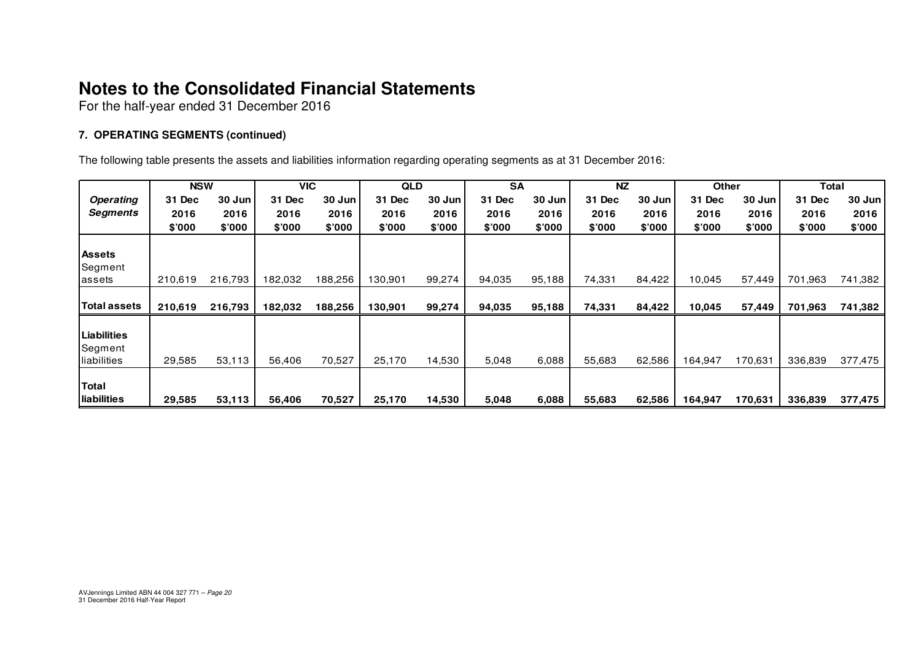# Notes to the Consolidated Financial Statements

For the half-year ended 31 December 2016

### 7. OPERATING SEGMENTS (continued)

The following table presents the assets and liabilities information regarding operating segments as at 31 December 2016:

| | NSW | | VIC | | QLD | | SA | | NZ | | Other | | Total | |
|---|---|---|---|---|---|---|---|---|---|---|---|---|---|---|
| ***Operating Segments*** | **31 Dec 2016 \$'000** | **30 Jun 2016 \$'000** | **31 Dec 2016 \$'000** | **30 Jun 2016 \$'000** | **31 Dec 2016 \$'000** | **30 Jun 2016 \$'000** | **31 Dec 2016 \$'000** | **30 Jun 2016 \$'000** | **31 Dec 2016 \$'000** | **30 Jun 2016 \$'000** | **31 Dec 2016 \$'000** | **30 Jun 2016 \$'000** | **31 Dec 2016 \$'000** | **30 Jun 2016 \$'000** |
| **Assets** | | | | | | | | | | | | | | |
| Segment assets | 210,619 | 216,793 | 182,032 | 188,256 | 130,901 | 99,274 | 94,035 | 95,188 | 74,331 | 84,422 | 10,045 | 57,449 | 701,963 | 741,382 |
| **Total assets** | **210,619** | **216,793** | **182,032** | **188,256** | **130,901** | **99,274** | **94,035** | **95,188** | **74,331** | **84,422** | **10,045** | **57,449** | **701,963** | **741,382** |
| **Liabilities** | | | | | | | | | | | | | | |
| Segment liabilities | 29,585 | 53,113 | 56,406 | 70,527 | 25,170 | 14,530 | 5,048 | 6,088 | 55,683 | 62,586 | 164,947 | 170,631 | 336,839 | 377,475 |
| **Total liabilities** | **29,585** | **53,113** | **56,406** | **70,527** | **25,170** | **14,530** | **5,048** | **6,088** | **55,683** | **62,586** | **164,947** | **170,631** | **336,839** | **377,475** |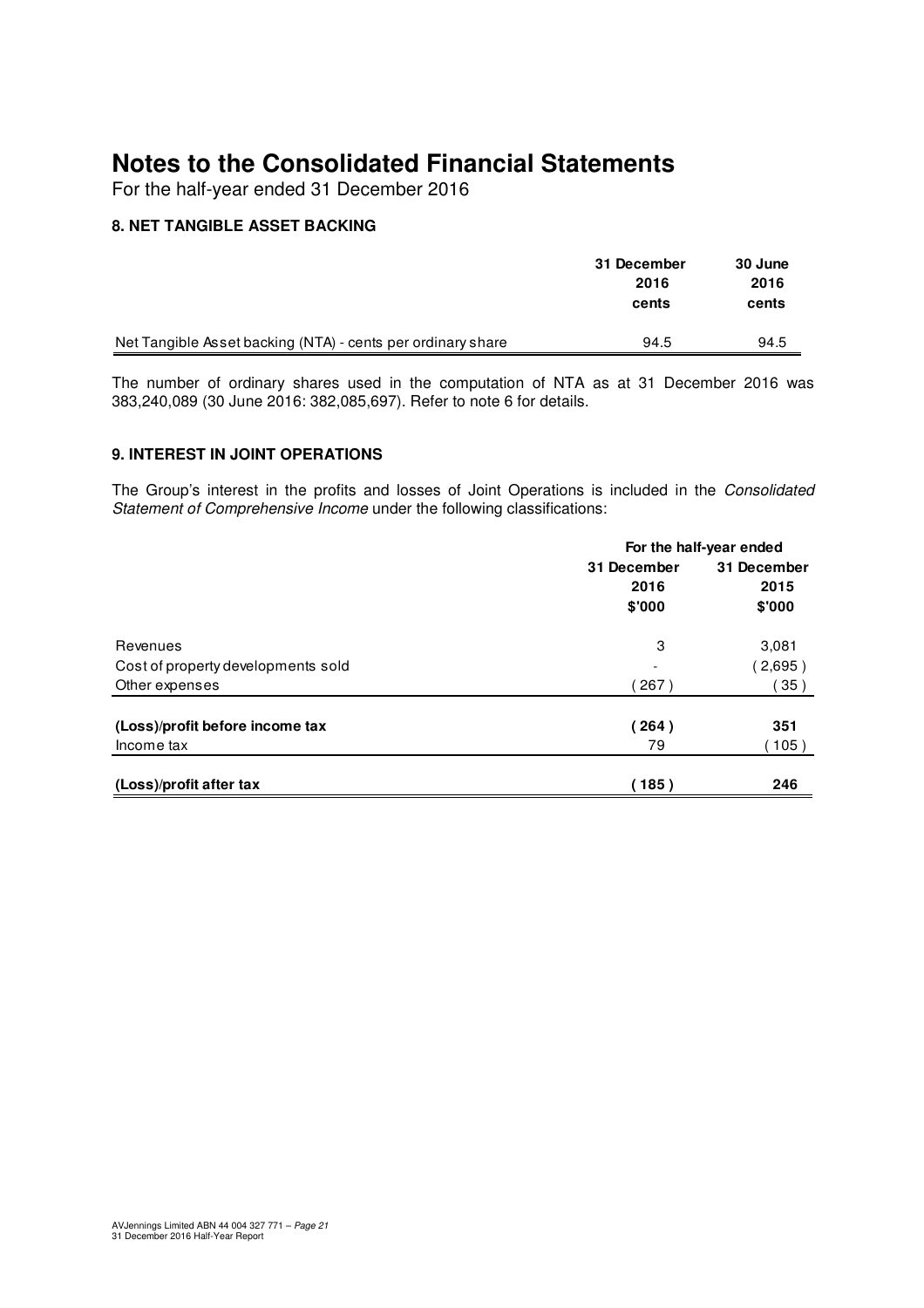# Notes to the Consolidated Financial Statements

For the half-year ended 31 December 2016

## 8. NET TANGIBLE ASSET BACKING

| | 31 December 2016 cents | 30 June 2016 cents |
|---|---|---|
| Net Tangible Asset backing (NTA) - cents per ordinary share | 94.5 | 94.5 |

The number of ordinary shares used in the computation of NTA as at 31 December 2016 was 383,240,089 (30 June 2016: 382,085,697). Refer to note 6 for details.

## 9. INTEREST IN JOINT OPERATIONS

The Group's interest in the profits and losses of Joint Operations is included in the *Consolidated Statement of Comprehensive Income* under the following classifications:

| | For the half-year ended | |
|---|---|---|
| | 31 December 2016 $'000 | 31 December 2015 $'000 |
| Revenues | 3 | 3,081 |
| Cost of property developments sold | - | ( 2,695 ) |
| Other expenses | ( 267 ) | ( 35 ) |
| **(Loss)/profit before income tax** | **( 264 )** | **351** |
| Income tax | 79 | ( 105 ) |
| **(Loss)/profit after tax** | **( 185 )** | **246** |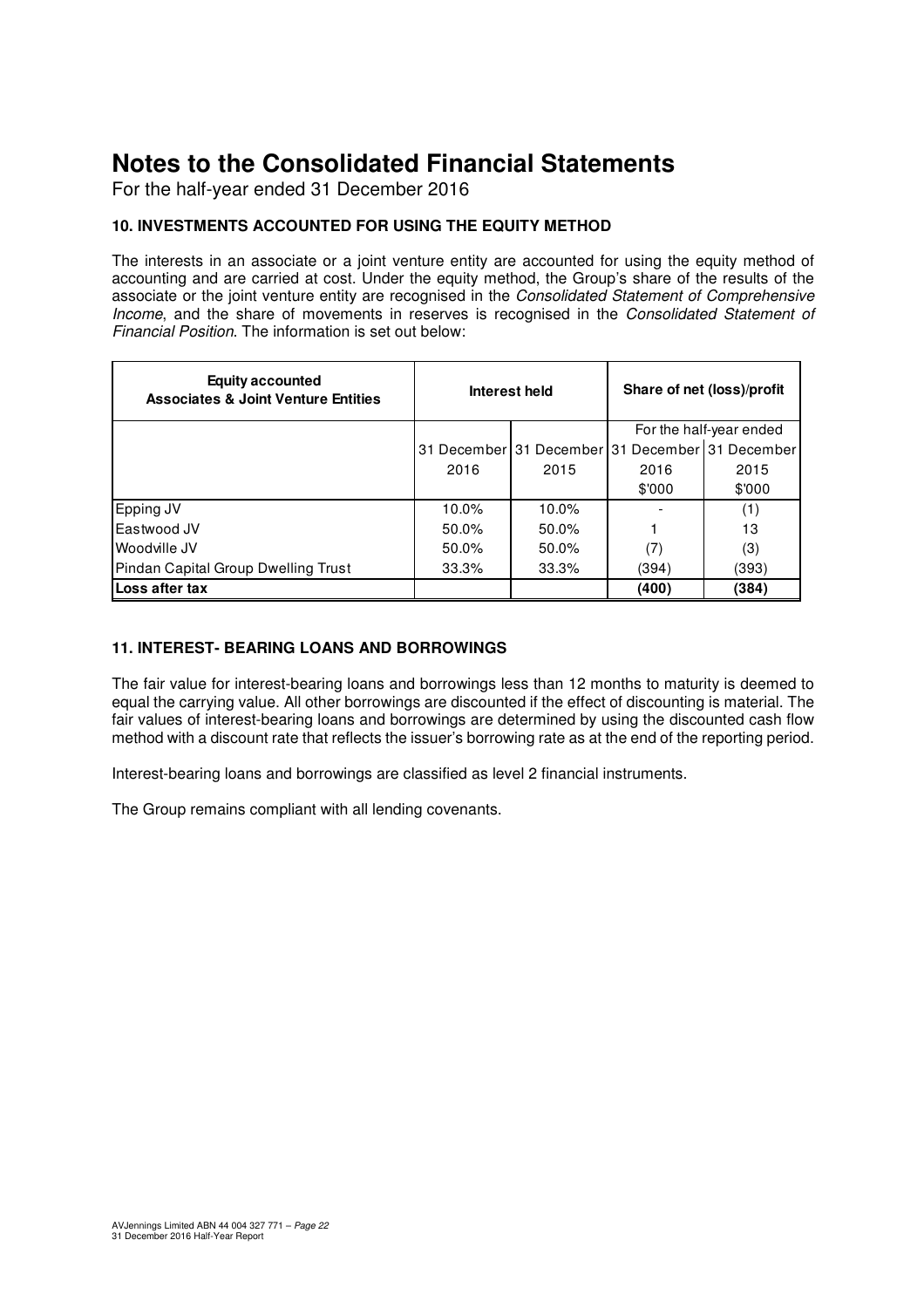# Notes to the Consolidated Financial Statements

For the half-year ended 31 December 2016

### 10. INVESTMENTS ACCOUNTED FOR USING THE EQUITY METHOD

The interests in an associate or a joint venture entity are accounted for using the equity method of accounting and are carried at cost. Under the equity method, the Group's share of the results of the associate or the joint venture entity are recognised in the *Consolidated Statement of Comprehensive Income*, and the share of movements in reserves is recognised in the *Consolidated Statement of Financial Position*. The information is set out below:

| Equity accounted Associates & Joint Venture Entities | Interest held | | Share of net (loss)/profit | |
|---|---|---|---|---|
| | | | For the half-year ended | |
| | 31 December 2016 | 31 December 2015 | 31 December 2016 | 31 December 2015 |
| | | | $'000 | $'000 |
| Epping JV | 10.0% | 10.0% | - | (1) |
| Eastwood JV | 50.0% | 50.0% | 1 | 13 |
| Woodville JV | 50.0% | 50.0% | (7) | (3) |
| Pindan Capital Group Dwelling Trust | 33.3% | 33.3% | (394) | (393) |
| **Loss after tax** | | | **(400)** | **(384)** |

### 11. INTEREST- BEARING LOANS AND BORROWINGS

The fair value for interest-bearing loans and borrowings less than 12 months to maturity is deemed to equal the carrying value. All other borrowings are discounted if the effect of discounting is material. The fair values of interest-bearing loans and borrowings are determined by using the discounted cash flow method with a discount rate that reflects the issuer's borrowing rate as at the end of the reporting period.

Interest-bearing loans and borrowings are classified as level 2 financial instruments.

The Group remains compliant with all lending covenants.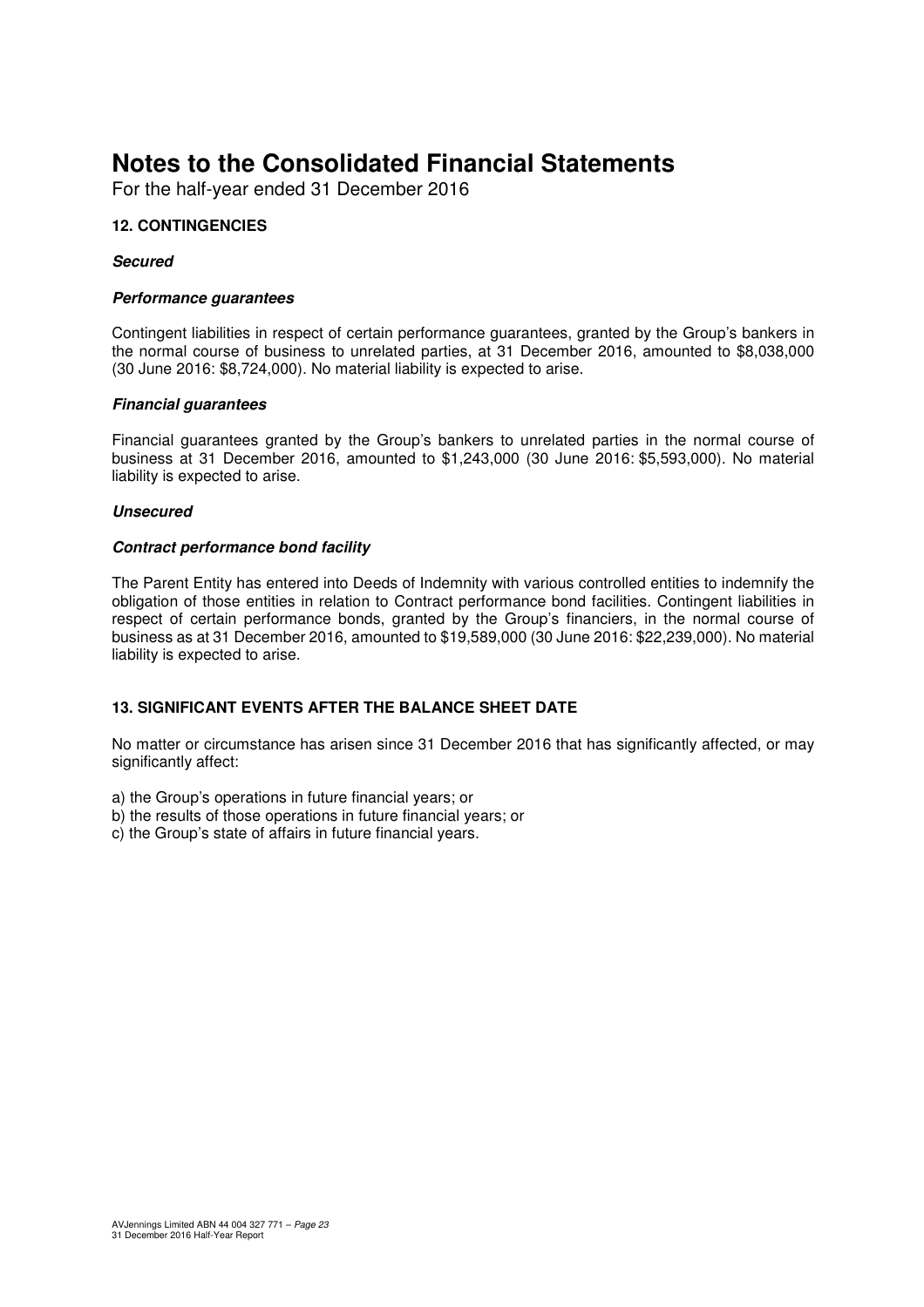# Notes to the Consolidated Financial Statements

For the half-year ended 31 December 2016

## 12. CONTINGENCIES

***Secured***

***Performance guarantees***

Contingent liabilities in respect of certain performance guarantees, granted by the Group's bankers in the normal course of business to unrelated parties, at 31 December 2016, amounted to $8,038,000 (30 June 2016: $8,724,000). No material liability is expected to arise.

***Financial guarantees***

Financial guarantees granted by the Group's bankers to unrelated parties in the normal course of business at 31 December 2016, amounted to $1,243,000 (30 June 2016: $5,593,000). No material liability is expected to arise.

***Unsecured***

***Contract performance bond facility***

The Parent Entity has entered into Deeds of Indemnity with various controlled entities to indemnify the obligation of those entities in relation to Contract performance bond facilities. Contingent liabilities in respect of certain performance bonds, granted by the Group's financiers, in the normal course of business as at 31 December 2016, amounted to $19,589,000 (30 June 2016: $22,239,000). No material liability is expected to arise.

## 13. SIGNIFICANT EVENTS AFTER THE BALANCE SHEET DATE

No matter or circumstance has arisen since 31 December 2016 that has significantly affected, or may significantly affect:

a) the Group's operations in future financial years; or
b) the results of those operations in future financial years; or
c) the Group's state of affairs in future financial years.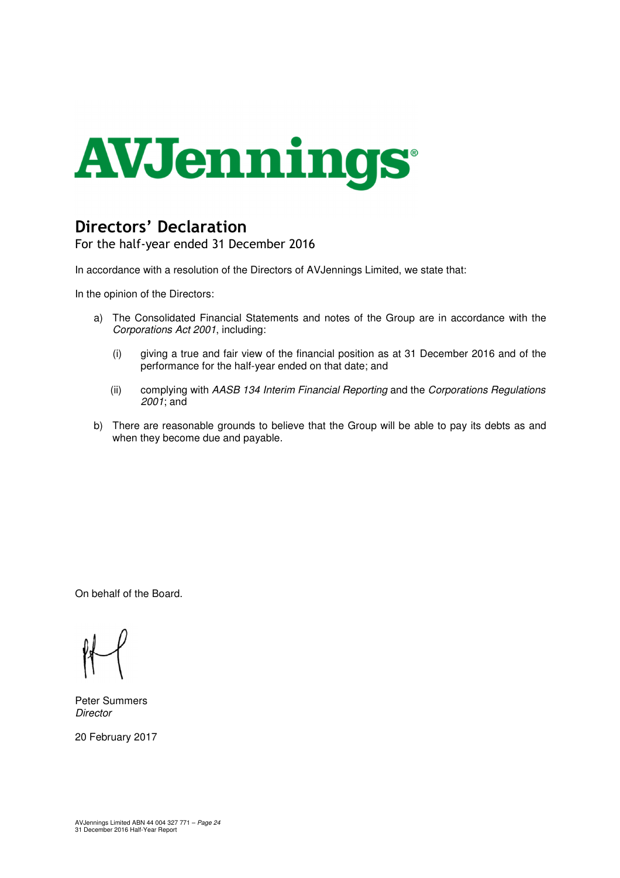# AVJennings®

## Directors' Declaration

For the half-year ended 31 December 2016

In accordance with a resolution of the Directors of AVJennings Limited, we state that:

In the opinion of the Directors:

a) The Consolidated Financial Statements and notes of the Group are in accordance with the *Corporations Act 2001*, including:

   (i) giving a true and fair view of the financial position as at 31 December 2016 and of the performance for the half-year ended on that date; and

   (ii) complying with *AASB 134 Interim Financial Reporting* and the *Corporations Regulations 2001*; and

b) There are reasonable grounds to believe that the Group will be able to pay its debts as and when they become due and payable.

On behalf of the Board.

Peter Summers
*Director*

20 February 2017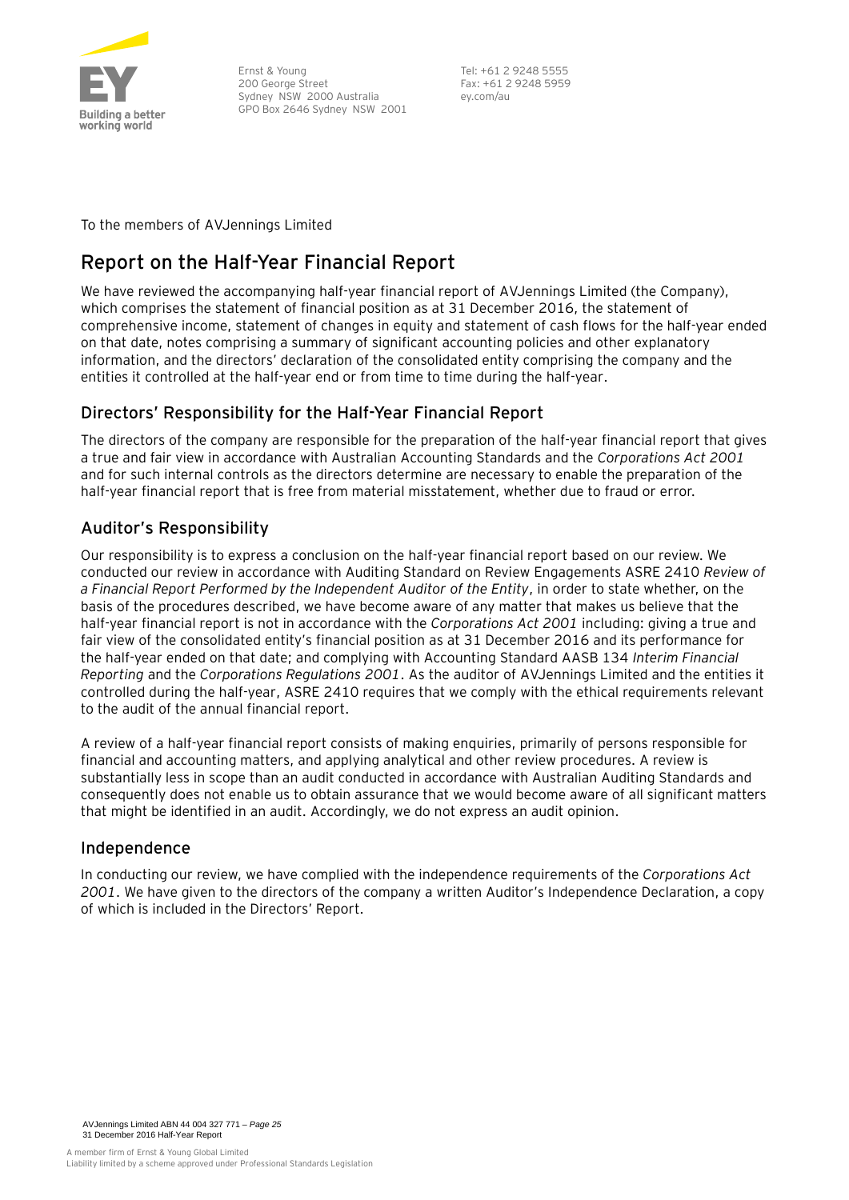Ernst & Young
200 George Street
Sydney NSW 2000 Australia
GPO Box 2646 Sydney NSW 2001

Tel: +61 2 9248 5555
Fax: +61 2 9248 5959
ey.com/au

To the members of AVJennings Limited

# Report on the Half-Year Financial Report

We have reviewed the accompanying half-year financial report of AVJennings Limited (the Company), which comprises the statement of financial position as at 31 December 2016, the statement of comprehensive income, statement of changes in equity and statement of cash flows for the half-year ended on that date, notes comprising a summary of significant accounting policies and other explanatory information, and the directors' declaration of the consolidated entity comprising the company and the entities it controlled at the half-year end or from time to time during the half-year.

## Directors' Responsibility for the Half-Year Financial Report

The directors of the company are responsible for the preparation of the half-year financial report that gives a true and fair view in accordance with Australian Accounting Standards and the *Corporations Act 2001* and for such internal controls as the directors determine are necessary to enable the preparation of the half-year financial report that is free from material misstatement, whether due to fraud or error.

## Auditor's Responsibility

Our responsibility is to express a conclusion on the half-year financial report based on our review. We conducted our review in accordance with Auditing Standard on Review Engagements ASRE 2410 *Review of a Financial Report Performed by the Independent Auditor of the Entity*, in order to state whether, on the basis of the procedures described, we have become aware of any matter that makes us believe that the half-year financial report is not in accordance with the *Corporations Act 2001* including: giving a true and fair view of the consolidated entity's financial position as at 31 December 2016 and its performance for the half-year ended on that date; and complying with Accounting Standard AASB 134 *Interim Financial Reporting* and the *Corporations Regulations 2001*. As the auditor of AVJennings Limited and the entities it controlled during the half-year, ASRE 2410 requires that we comply with the ethical requirements relevant to the audit of the annual financial report.

A review of a half-year financial report consists of making enquiries, primarily of persons responsible for financial and accounting matters, and applying analytical and other review procedures. A review is substantially less in scope than an audit conducted in accordance with Australian Auditing Standards and consequently does not enable us to obtain assurance that we would become aware of all significant matters that might be identified in an audit. Accordingly, we do not express an audit opinion.

## Independence

In conducting our review, we have complied with the independence requirements of the *Corporations Act 2001*. We have given to the directors of the company a written Auditor's Independence Declaration, a copy of which is included in the Directors' Report.

A member firm of Ernst & Young Global Limited
Liability limited by a scheme approved under Professional Standards Legislation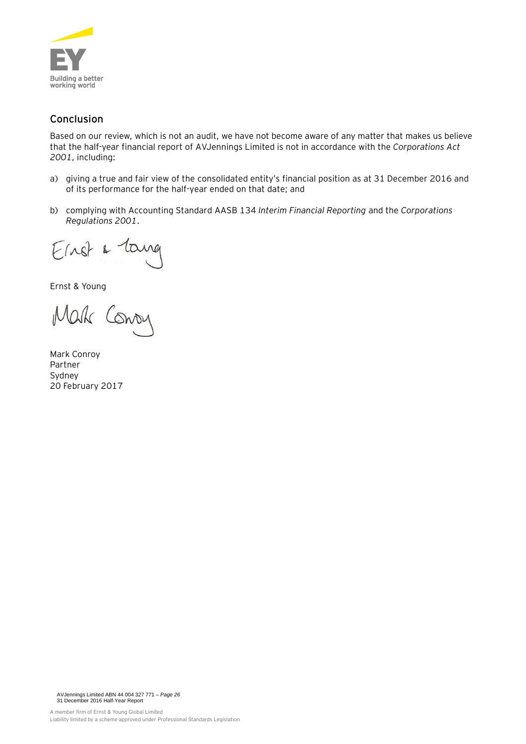## Conclusion

Based on our review, which is not an audit, we have not become aware of any matter that makes us believe that the half-year financial report of AVJennings Limited is not in accordance with the *Corporations Act 2001*, including:

a) giving a true and fair view of the consolidated entity's financial position as at 31 December 2016 and of its performance for the half-year ended on that date; and

b) complying with Accounting Standard AASB 134 *Interim Financial Reporting* and the *Corporations Regulations 2001*.

Ernst & Young

Mark Conroy
Partner
Sydney
20 February 2017

A member firm of Ernst & Young Global Limited
Liability limited by a scheme approved under Professional Standards Legislation